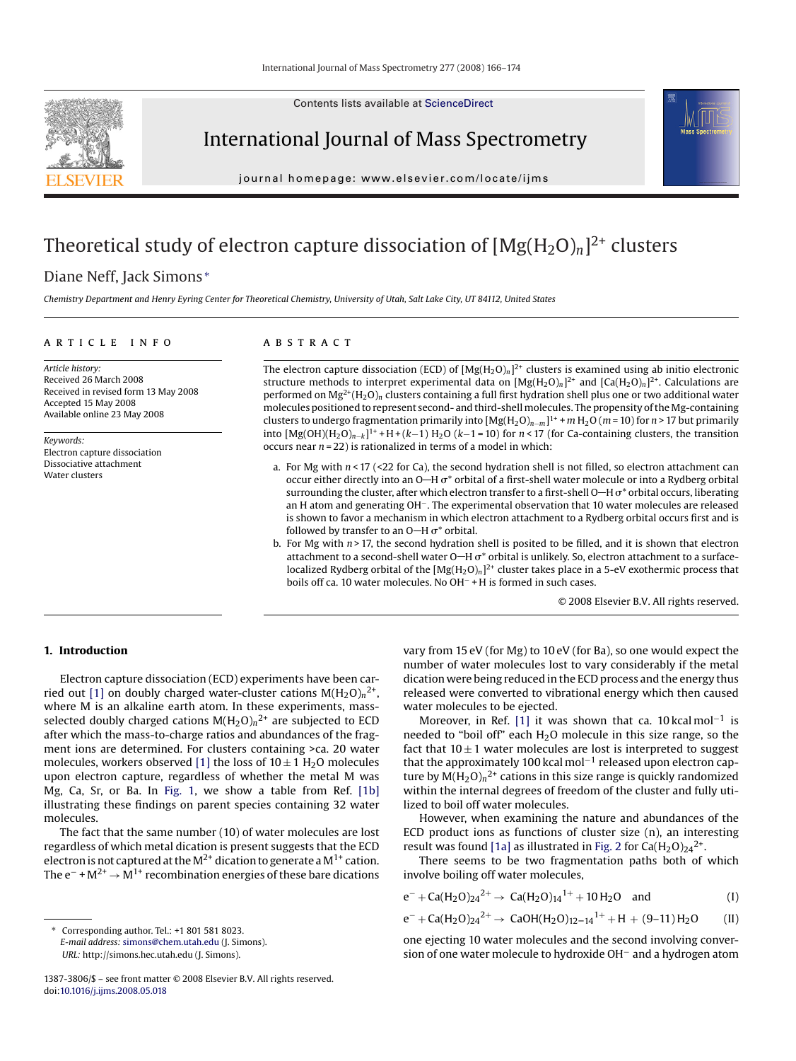Contents lists available at ScienceDirect

# International Journal of Mass Spectrometry

journal homepage: www.elsevier.com/locate/ijms

# Theoretical study of electron capture dissociation of $[Mg(H_2O)_n]^{2+}$ clusters

Diane Neff, Jack Simons *

*Chemistry Department and Henry Eyring Center for Theoretical Chemistry, University of Utah, Salt Lake City, UT 84112, United States*

## ARTICLE INFO

*Article history:*
Received 26 March 2008
Received in revised form 13 May 2008
Accepted 15 May 2008
Available online 23 May 2008

*Keywords:*
Electron capture dissociation
Dissociative attachment
Water clusters

## ABSTRACT

The electron capture dissociation (ECD) of $[Mg(H_2O)_n]^{2+}$ clusters is examined using ab initio electronic structure methods to interpret experimental data on $[Mg(H_2O)_n]^{2+}$ and $[Ca(H_2O)_n]^{2+}$. Calculations are performed on $Mg^{2+}(H_2O)_n$ clusters containing a full first hydration shell plus one or two additional water molecules positioned to represent second- and third-shell molecules. The propensity of the Mg-containing clusters to undergo fragmentation primarily into $[Mg(H_2O)_{n-m}]^{1+} + m\,H_2O$ ($m = 10$) for $n > 17$ but primarily into $[Mg(OH)(H_2O)_{n-k}]^{1+} + H + (k-1)\,H_2O$ ($k-1 = 10$) for $n < 17$ (for Ca-containing clusters, the transition occurs near $n = 22$) is rationalized in terms of a model in which:

a. For Mg with $n < 17$ (<22 for Ca), the second hydration shell is not filled, so electron attachment can occur either directly into an O—H σ* orbital of a first-shell water molecule or into a Rydberg orbital surrounding the cluster, after which electron transfer to a first-shell O—H σ* orbital occurs, liberating an H atom and generating $OH^-$. The experimental observation that 10 water molecules are released is shown to favor a mechanism in which electron attachment to a Rydberg orbital occurs first and is followed by transfer to an O—H σ* orbital.
b. For Mg with $n > 17$, the second hydration shell is posited to be filled, and it is shown that electron attachment to a second-shell water O—H σ* orbital is unlikely. So, electron attachment to a surface-localized Rydberg orbital of the $[Mg(H_2O)_n]^{2+}$ cluster takes place in a 5-eV exothermic process that boils off ca. 10 water molecules. No $OH^-$ + H is formed in such cases.

© 2008 Elsevier B.V. All rights reserved.

## 1. Introduction

Electron capture dissociation (ECD) experiments have been carried out [1] on doubly charged water-cluster cations $M(H_2O)_n{}^{2+}$, where M is an alkaline earth atom. In these experiments, mass-selected doubly charged cations $M(H_2O)_n{}^{2+}$ are subjected to ECD after which the mass-to-charge ratios and abundances of the fragment ions are determined. For clusters containing >ca. 20 water molecules, workers observed [1] the loss of $10 \pm 1$ $H_2O$ molecules upon electron capture, regardless of whether the metal M was Mg, Ca, Sr, or Ba. In Fig. 1, we show a table from Ref. [1b] illustrating these findings on parent species containing 32 water molecules.

The fact that the same number (10) of water molecules are lost regardless of which metal dication is present suggests that the ECD electron is not captured at the $M^{2+}$ dication to generate a $M^{1+}$ cation. The $e^- + M^{2+} \rightarrow M^{1+}$ recombination energies of these bare dications vary from 15 eV (for Mg) to 10 eV (for Ba), so one would expect the number of water molecules lost to vary considerably if the metal dication were being reduced in the ECD process and the energy thus released were converted to vibrational energy which then caused water molecules to be ejected.

Moreover, in Ref. [1] it was shown that ca. 10 kcal mol$^{-1}$ is needed to "boil off" each $H_2O$ molecule in this size range, so the fact that $10 \pm 1$ water molecules are lost is interpreted to suggest that the approximately 100 kcal mol$^{-1}$ released upon electron capture by $M(H_2O)_n{}^{2+}$ cations in this size range is quickly randomized within the internal degrees of freedom of the cluster and fully utilized to boil off water molecules.

However, when examining the nature and abundances of the ECD product ions as functions of cluster size (n), an interesting result was found [1a] as illustrated in Fig. 2 for $Ca(H_2O)_{24}{}^{2+}$.

There seems to be two fragmentation paths both of which involve boiling off water molecules,

$$e^- + Ca(H_2O)_{24}{}^{2+} \rightarrow Ca(H_2O)_{14}{}^{1+} + 10\,H_2O \quad \text{and} \tag{I}$$

$$e^- + Ca(H_2O)_{24}{}^{2+} \rightarrow CaOH(H_2O)_{12-14}{}^{1+} + H + (9\text{–}11)\,H_2O \tag{II}$$

one ejecting 10 water molecules and the second involving conversion of one water molecule to hydroxide $OH^-$ and a hydrogen atom

---

* Corresponding author. Tel.: +1 801 581 8023.
*E-mail address:* simons@chem.utah.edu (J. Simons).
*URL:* http://simons.hec.utah.edu (J. Simons).

1387-3806/$ – see front matter © 2008 Elsevier B.V. All rights reserved.
doi:10.1016/j.ijms.2008.05.018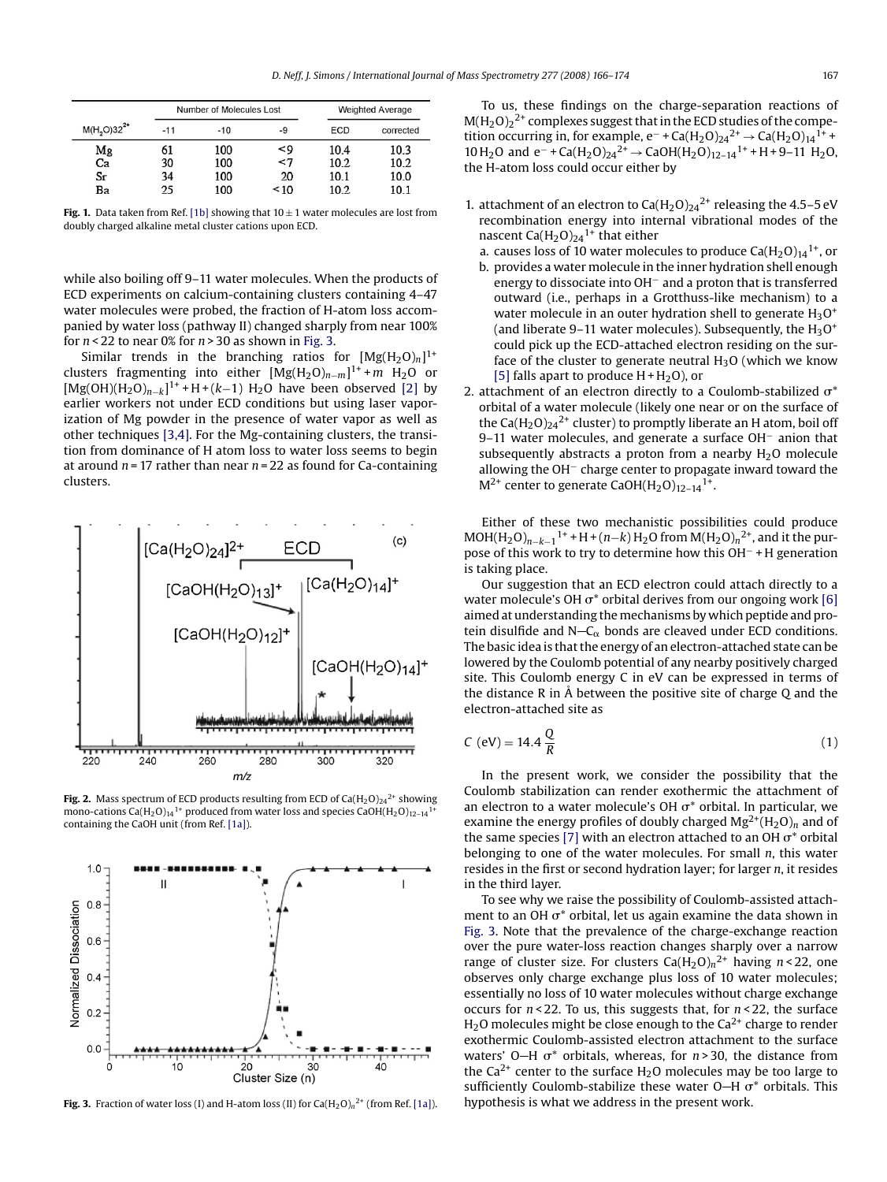| $M(H_2O)32^{2+}$ | Number of Molecules Lost | | | Weighted Average | |
|---|---|---|---|---|---|
| | -11 | -10 | -9 | ECD | corrected |
| Mg | 61 | 100 | <9 | 10.4 | 10.3 |
| Ca | 30 | 100 | <7 | 10.2 | 10.2 |
| Sr | 34 | 100 | 20 | 10.1 | 10.0 |
| Ba | 25 | 100 | <10 | 10.2 | 10.1 |

**Fig. 1.** Data taken from Ref. [1b] showing that 10 ± 1 water molecules are lost from doubly charged alkaline metal cluster cations upon ECD.

while also boiling off 9–11 water molecules. When the products of ECD experiments on calcium-containing clusters containing 4–47 water molecules were probed, the fraction of H-atom loss accompanied by water loss (pathway II) changed sharply from near 100% for $n < 22$ to near 0% for $n > 30$ as shown in Fig. 3.

Similar trends in the branching ratios for $[Mg(H_2O)_n]^{1+}$ clusters fragmenting into either $[Mg(H_2O)_{n-m}]^{1+} + m$ $H_2O$ or $[Mg(OH)(H_2O)_{n-k}]^{1+} + H + (k-1)$ $H_2O$ have been observed [2] by earlier workers not under ECD conditions but using laser vaporization of Mg powder in the presence of water vapor as well as other techniques [3,4]. For the Mg-containing clusters, the transition from dominance of H atom loss to water loss seems to begin at around $n = 17$ rather than near $n = 22$ as found for Ca-containing clusters.

**Fig. 2.** Mass spectrum of ECD products resulting from ECD of $Ca(H_2O)_{24}^{2+}$ showing mono-cations $Ca(H_2O)_{14}^{1+}$ produced from water loss and species $CaOH(H_2O)_{12-14}^{1+}$ containing the CaOH unit (from Ref. [1a]).

**Fig. 3.** Fraction of water loss (I) and H-atom loss (II) for $Ca(H_2O)_n^{2+}$ (from Ref. [1a]).

To us, these findings on the charge-separation reactions of $M(H_2O)_2^{2+}$ complexes suggest that in the ECD studies of the competition occurring in, for example, $e^- + Ca(H_2O)_{24}^{2+} \rightarrow Ca(H_2O)_{14}^{1+} + 10\,H_2O$ and $e^- + Ca(H_2O)_{24}^{2+} \rightarrow CaOH(H_2O)_{12-14}^{1+} + H + 9\text{–}11\ H_2O$, the H-atom loss could occur either by

1. attachment of an electron to $Ca(H_2O)_{24}^{2+}$ releasing the 4.5–5 eV recombination energy into internal vibrational modes of the nascent $Ca(H_2O)_{24}^{1+}$ that either
   a. causes loss of 10 water molecules to produce $Ca(H_2O)_{14}^{1+}$, or
   b. provides a water molecule in the inner hydration shell enough energy to dissociate into $OH^-$ and a proton that is transferred outward (i.e., perhaps in a Grotthuss-like mechanism) to a water molecule in an outer hydration shell to generate $H_3O^+$ (and liberate 9–11 water molecules). Subsequently, the $H_3O^+$ could pick up the ECD-attached electron residing on the surface of the cluster to generate neutral $H_3O$ (which we know [5] falls apart to produce $H + H_2O$), or
2. attachment of an electron directly to a Coulomb-stabilized σ* orbital of a water molecule (likely one near or on the surface of the $Ca(H_2O)_{24}^{2+}$ cluster) to promptly liberate an H atom, boil off 9–11 water molecules, and generate a surface $OH^-$ anion that subsequently abstracts a proton from a nearby $H_2O$ molecule allowing the $OH^-$ charge center to propagate inward toward the $M^{2+}$ center to generate $CaOH(H_2O)_{12-14}^{1+}$.

Either of these two mechanistic possibilities could produce $MOH(H_2O)_{n-k-1}^{1+} + H + (n-k)\,H_2O$ from $M(H_2O)_n^{2+}$, and it the purpose of this work to try to determine how this $OH^- + H$ generation is taking place.

Our suggestion that an ECD electron could attach directly to a water molecule's OH σ* orbital derives from our ongoing work [6] aimed at understanding the mechanisms by which peptide and protein disulfide and N—$C_\alpha$ bonds are cleaved under ECD conditions. The basic idea is that the energy of an electron-attached state can be lowered by the Coulomb potential of any nearby positively charged site. This Coulomb energy C in eV can be expressed in terms of the distance R in Å between the positive site of charge Q and the electron-attached site as

$$C\ (\text{eV}) = 14.4\,\frac{Q}{R} \tag{1}$$

In the present work, we consider the possibility that the Coulomb stabilization can render exothermic the attachment of an electron to a water molecule's OH σ* orbital. In particular, we examine the energy profiles of doubly charged $Mg^{2+}(H_2O)_n$ and of the same species [7] with an electron attached to an OH σ* orbital belonging to one of the water molecules. For small $n$, this water resides in the first or second hydration layer; for larger $n$, it resides in the third layer.

To see why we raise the possibility of Coulomb-assisted attachment to an OH σ* orbital, let us again examine the data shown in Fig. 3. Note that the prevalence of the charge-exchange reaction over the pure water-loss reaction changes sharply over a narrow range of cluster size. For clusters $Ca(H_2O)_n^{2+}$ having $n < 22$, one observes only charge exchange plus loss of 10 water molecules; essentially no loss of 10 water molecules without charge exchange occurs for $n < 22$. To us, this suggests that, for $n < 22$, the surface $H_2O$ molecules might be close enough to the $Ca^{2+}$ charge to render exothermic Coulomb-assisted electron attachment to the surface waters' O—H σ* orbitals, whereas, for $n > 30$, the distance from the $Ca^{2+}$ center to the surface $H_2O$ molecules may be too large to sufficiently Coulomb-stabilize these water O—H σ* orbitals. This hypothesis is what we address in the present work.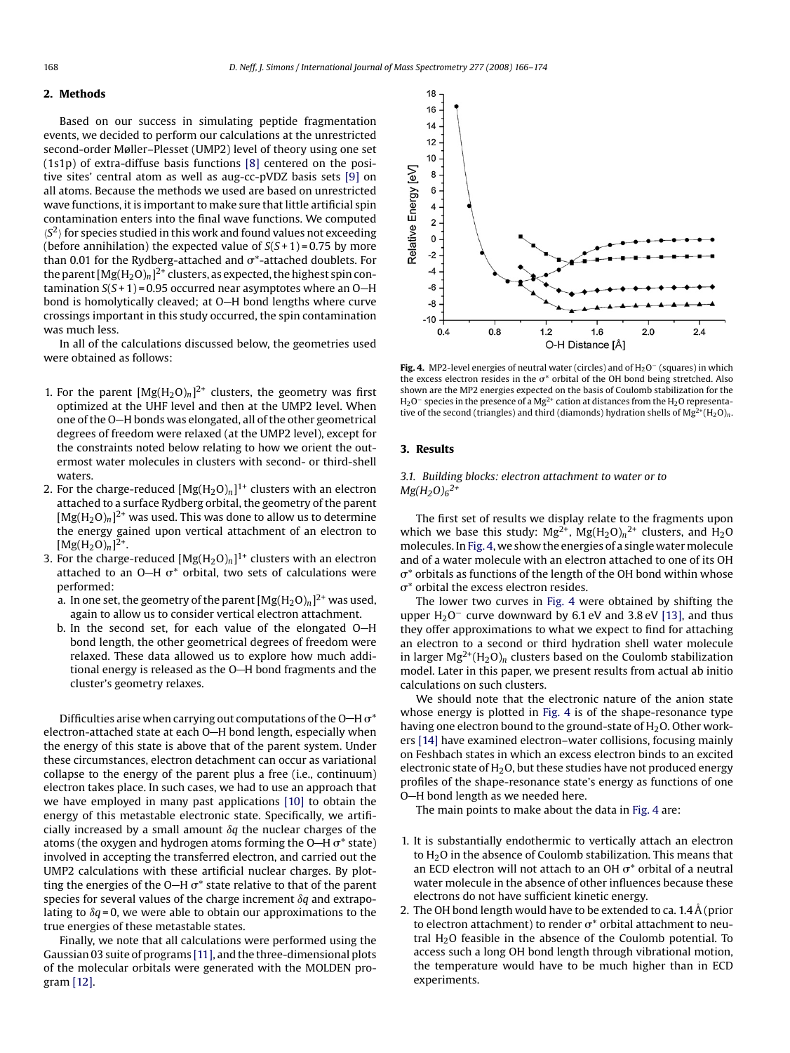## 2. Methods

Based on our success in simulating peptide fragmentation events, we decided to perform our calculations at the unrestricted second-order Møller–Plesset (UMP2) level of theory using one set (1s1p) of extra-diffuse basis functions [8] centered on the positive sites' central atom as well as aug-cc-pVDZ basis sets [9] on all atoms. Because the methods we used are based on unrestricted wave functions, it is important to make sure that little artificial spin contamination enters into the final wave functions. We computed $\langle S^2 \rangle$ for species studied in this work and found values not exceeding (before annihilation) the expected value of $S(S+1) = 0.75$ by more than 0.01 for the Rydberg-attached and $\sigma^*$-attached doublets. For the parent $[Mg(H_2O)_n]^{2+}$ clusters, as expected, the highest spin contamination $S(S+1) = 0.95$ occurred near asymptotes where an O—H bond is homolytically cleaved; at O—H bond lengths where curve crossings important in this study occurred, the spin contamination was much less.

In all of the calculations discussed below, the geometries used were obtained as follows:

1. For the parent $[Mg(H_2O)_n]^{2+}$ clusters, the geometry was first optimized at the UHF level and then at the UMP2 level. When one of the O—H bonds was elongated, all of the other geometrical degrees of freedom were relaxed (at the UMP2 level), except for the constraints noted below relating to how we orient the outermost water molecules in clusters with second- or third-shell waters.
2. For the charge-reduced $[Mg(H_2O)_n]^{1+}$ clusters with an electron attached to a surface Rydberg orbital, the geometry of the parent $[Mg(H_2O)_n]^{2+}$ was used. This was done to allow us to determine the energy gained upon vertical attachment of an electron to $[Mg(H_2O)_n]^{2+}$.
3. For the charge-reduced $[Mg(H_2O)_n]^{1+}$ clusters with an electron attached to an O—H $\sigma^*$ orbital, two sets of calculations were performed:
   a. In one set, the geometry of the parent $[Mg(H_2O)_n]^{2+}$ was used, again to allow us to consider vertical electron attachment.
   b. In the second set, for each value of the elongated O—H bond length, the other geometrical degrees of freedom were relaxed. These data allowed us to explore how much additional energy is released as the O—H bond fragments and the cluster's geometry relaxes.

Difficulties arise when carrying out computations of the O—H $\sigma^*$ electron-attached state at each O—H bond length, especially when the energy of this state is above that of the parent system. Under these circumstances, electron detachment can occur as variational collapse to the energy of the parent plus a free (i.e., continuum) electron takes place. In such cases, we had to use an approach that we have employed in many past applications [10] to obtain the energy of this metastable electronic state. Specifically, we artificially increased by a small amount $\delta q$ the nuclear charges of the atoms (the oxygen and hydrogen atoms forming the O—H $\sigma^*$ state) involved in accepting the transferred electron, and carried out the UMP2 calculations with these artificial nuclear charges. By plotting the energies of the O—H $\sigma^*$ state relative to that of the parent species for several values of the charge increment $\delta q$ and extrapolating to $\delta q = 0$, we were able to obtain our approximations to the true energies of these metastable states.

Finally, we note that all calculations were performed using the Gaussian 03 suite of programs [11], and the three-dimensional plots of the molecular orbitals were generated with the MOLDEN program [12].

**Fig. 4.** MP2-level energies of neutral water (circles) and of $H_2O^-$ (squares) in which the excess electron resides in the $\sigma^*$ orbital of the OH bond being stretched. Also shown are the MP2 energies expected on the basis of Coulomb stabilization for the $H_2O^-$ species in the presence of a $Mg^{2+}$ cation at distances from the $H_2O$ representative of the second (triangles) and third (diamonds) hydration shells of $Mg^{2+}(H_2O)_n$.

## 3. Results

### 3.1. Building blocks: electron attachment to water or to $Mg(H_2O)_6{}^{2+}$

The first set of results we display relate to the fragments upon which we base this study: $Mg^{2+}$, $Mg(H_2O)_n{}^{2+}$ clusters, and $H_2O$ molecules. In Fig. 4, we show the energies of a single water molecule and of a water molecule with an electron attached to one of its OH $\sigma^*$ orbitals as functions of the length of the OH bond within whose $\sigma^*$ orbital the excess electron resides.

The lower two curves in Fig. 4 were obtained by shifting the upper $H_2O^-$ curve downward by 6.1 eV and 3.8 eV [13], and thus they offer approximations to what we expect to find for attaching an electron to a second or third hydration shell water molecule in larger $Mg^{2+}(H_2O)_n$ clusters based on the Coulomb stabilization model. Later in this paper, we present results from actual ab initio calculations on such clusters.

We should note that the electronic nature of the anion state whose energy is plotted in Fig. 4 is of the shape-resonance type having one electron bound to the ground-state of $H_2O$. Other workers [14] have examined electron–water collisions, focusing mainly on Feshbach states in which an excess electron binds to an excited electronic state of $H_2O$, but these studies have not produced energy profiles of the shape-resonance state's energy as functions of one O—H bond length as we needed here.

The main points to make about the data in Fig. 4 are:

1. It is substantially endothermic to vertically attach an electron to $H_2O$ in the absence of Coulomb stabilization. This means that an ECD electron will not attach to an OH $\sigma^*$ orbital of a neutral water molecule in the absence of other influences because these electrons do not have sufficient kinetic energy.
2. The OH bond length would have to be extended to ca. 1.4 Å (prior to electron attachment) to render $\sigma^*$ orbital attachment to neutral $H_2O$ feasible in the absence of the Coulomb potential. To access such a long OH bond length through vibrational motion, the temperature would have to be much higher than in ECD experiments.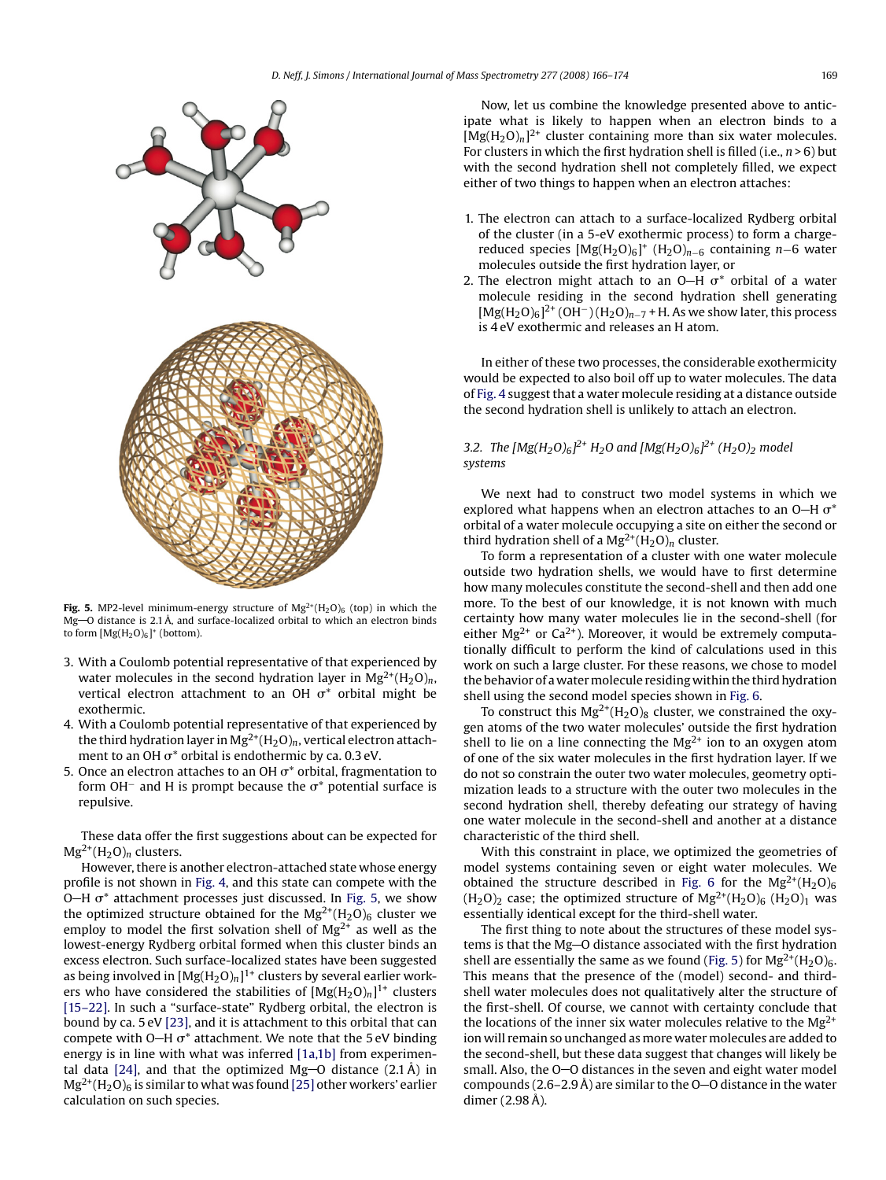**Fig. 5.** MP2-level minimum-energy structure of $Mg^{2+}(H_2O)_6$ (top) in which the Mg—O distance is 2.1 Å, and surface-localized orbital to which an electron binds to form $[Mg(H_2O)_6]^{+}$ (bottom).

3. With a Coulomb potential representative of that experienced by water molecules in the second hydration layer in $Mg^{2+}(H_2O)_n$, vertical electron attachment to an OH $\sigma^*$ orbital might be exothermic.
4. With a Coulomb potential representative of that experienced by the third hydration layer in $Mg^{2+}(H_2O)_n$, vertical electron attachment to an OH $\sigma^*$ orbital is endothermic by ca. 0.3 eV.
5. Once an electron attaches to an OH $\sigma^*$ orbital, fragmentation to form $OH^-$ and H is prompt because the $\sigma^*$ potential surface is repulsive.

These data offer the first suggestions about can be expected for $Mg^{2+}(H_2O)_n$ clusters.

However, there is another electron-attached state whose energy profile is not shown in Fig. 4, and this state can compete with the O—H $\sigma^*$ attachment processes just discussed. In Fig. 5, we show the optimized structure obtained for the $Mg^{2+}(H_2O)_6$ cluster we employ to model the first solvation shell of $Mg^{2+}$ as well as the lowest-energy Rydberg orbital formed when this cluster binds an excess electron. Such surface-localized states have been suggested as being involved in $[Mg(H_2O)_n]^{1+}$ clusters by several earlier workers who have considered the stabilities of $[Mg(H_2O)_n]^{1+}$ clusters [15–22]. In such a "surface-state" Rydberg orbital, the electron is bound by ca. 5 eV [23], and it is attachment to this orbital that can compete with O—H $\sigma^*$ attachment. We note that the 5 eV binding energy is in line with what was inferred [1a,1b] from experimental data [24], and that the optimized Mg—O distance (2.1 Å) in $Mg^{2+}(H_2O)_6$ is similar to what was found [25] other workers' earlier calculation on such species.

Now, let us combine the knowledge presented above to anticipate what is likely to happen when an electron binds to a $[Mg(H_2O)_n]^{2+}$ cluster containing more than six water molecules. For clusters in which the first hydration shell is filled (i.e., $n > 6$) but with the second hydration shell not completely filled, we expect either of two things to happen when an electron attaches:

1. The electron can attach to a surface-localized Rydberg orbital of the cluster (in a 5-eV exothermic process) to form a charge-reduced species $[Mg(H_2O)_6]^{+}$ $(H_2O)_{n-6}$ containing $n-6$ water molecules outside the first hydration layer, or
2. The electron might attach to an O—H $\sigma^*$ orbital of a water molecule residing in the second hydration shell generating $[Mg(H_2O)_6]^{2+}(OH^-)(H_2O)_{n-7}$ + H. As we show later, this process is 4 eV exothermic and releases an H atom.

In either of these two processes, the considerable exothermicity would be expected to also boil off up to water molecules. The data of Fig. 4 suggest that a water molecule residing at a distance outside the second hydration shell is unlikely to attach an electron.

### 3.2. The $[Mg(H_2O)_6]^{2+}$ $H_2O$ and $[Mg(H_2O)_6]^{2+}$ $(H_2O)_2$ model systems

We next had to construct two model systems in which we explored what happens when an electron attaches to an O—H $\sigma^*$ orbital of a water molecule occupying a site on either the second or third hydration shell of a $Mg^{2+}(H_2O)_n$ cluster.

To form a representation of a cluster with one water molecule outside two hydration shells, we would have to first determine how many molecules constitute the second-shell and then add one more. To the best of our knowledge, it is not known with much certainty how many water molecules lie in the second-shell (for either $Mg^{2+}$ or $Ca^{2+}$). Moreover, it would be extremely computationally difficult to perform the kind of calculations used in this work on such a large cluster. For these reasons, we chose to model the behavior of a water molecule residing within the third hydration shell using the second model species shown in Fig. 6.

To construct this $Mg^{2+}(H_2O)_8$ cluster, we constrained the oxygen atoms of the two water molecules' outside the first hydration shell to lie on a line connecting the $Mg^{2+}$ ion to an oxygen atom of one of the six water molecules in the first hydration layer. If we do not so constrain the outer two water molecules, geometry optimization leads to a structure with the outer two molecules in the second hydration shell, thereby defeating our strategy of having one water molecule in the second-shell and another at a distance characteristic of the third shell.

With this constraint in place, we optimized the geometries of model systems containing seven or eight water molecules. We obtained the structure described in Fig. 6 for the $Mg^{2+}(H_2O)_6$ $(H_2O)_2$ case; the optimized structure of $Mg^{2+}(H_2O)_6$ $(H_2O)_1$ was essentially identical except for the third-shell water.

The first thing to note about the structures of these model systems is that the Mg—O distance associated with the first hydration shell are essentially the same as we found (Fig. 5) for $Mg^{2+}(H_2O)_6$. This means that the presence of the (model) second- and third-shell water molecules does not qualitatively alter the structure of the first-shell. Of course, we cannot with certainty conclude that the locations of the inner six water molecules relative to the $Mg^{2+}$ ion will remain so unchanged as more water molecules are added to the second-shell, but these data suggest that changes will likely be small. Also, the O—O distances in the seven and eight water model compounds (2.6–2.9 Å) are similar to the O—O distance in the water dimer (2.98 Å).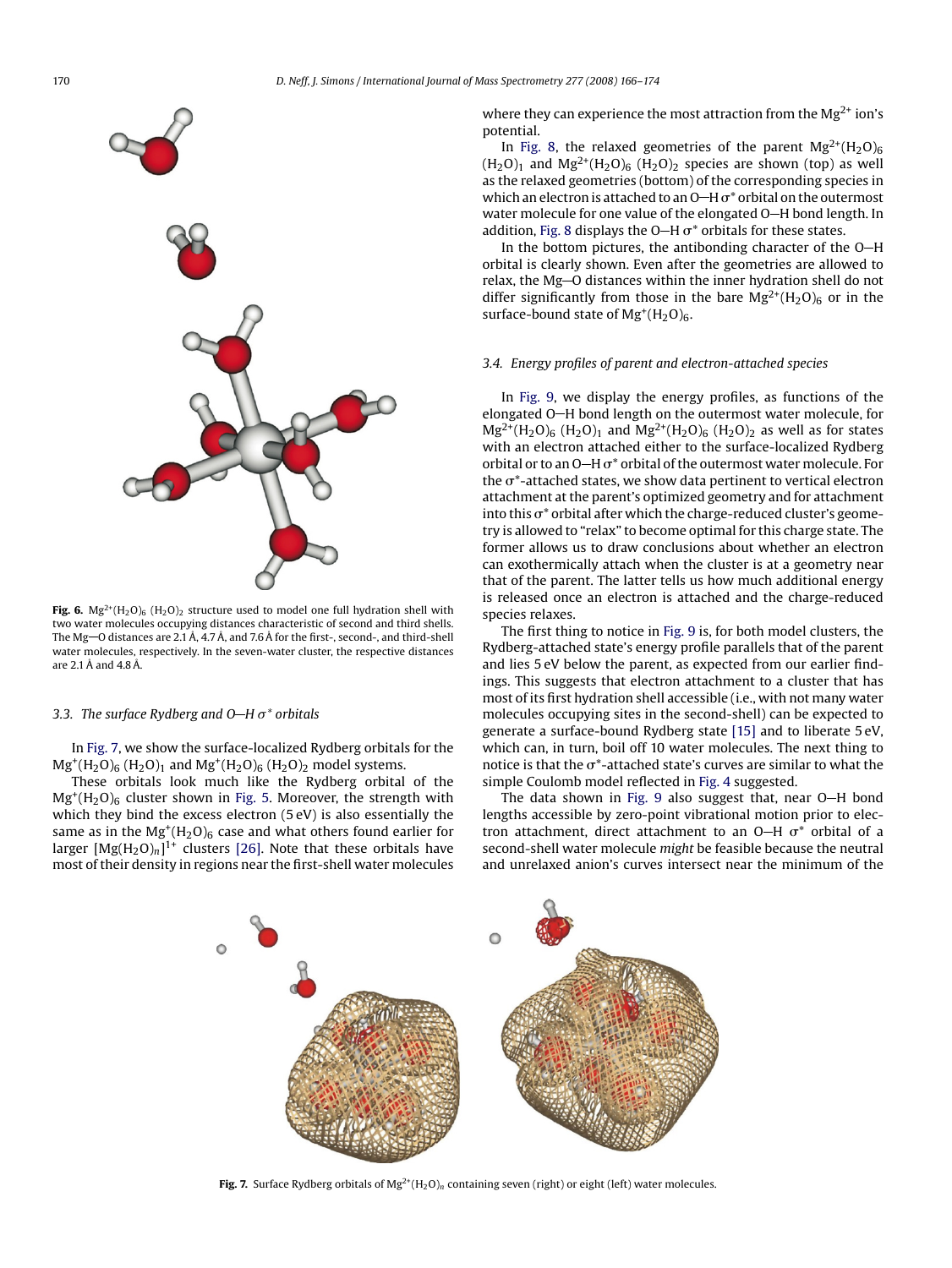**Fig. 6.** $Mg^{2+}(H_2O)_6$ $(H_2O)_2$ structure used to model one full hydration shell with two water molecules occupying distances characteristic of second and third shells. The Mg—O distances are 2.1 Å, 4.7 Å, and 7.6 Å for the first-, second-, and third-shell water molecules, respectively. In the seven-water cluster, the respective distances are 2.1 Å and 4.8 Å.

### 3.3. The surface Rydberg and O—H $\sigma^*$ orbitals

In Fig. 7, we show the surface-localized Rydberg orbitals for the $Mg^{+}(H_2O)_6$ $(H_2O)_1$ and $Mg^{+}(H_2O)_6$ $(H_2O)_2$ model systems.

These orbitals look much like the Rydberg orbital of the $Mg^{+}(H_2O)_6$ cluster shown in Fig. 5. Moreover, the strength with which they bind the excess electron (5 eV) is also essentially the same as in the $Mg^{+}(H_2O)_6$ case and what others found earlier for larger $[Mg(H_2O)_n]^{1+}$ clusters [26]. Note that these orbitals have most of their density in regions near the first-shell water molecules where they can experience the most attraction from the $Mg^{2+}$ ion's potential.

In Fig. 8, the relaxed geometries of the parent $Mg^{2+}(H_2O)_6$ $(H_2O)_1$ and $Mg^{2+}(H_2O)_6$ $(H_2O)_2$ species are shown (top) as well as the relaxed geometries (bottom) of the corresponding species in which an electron is attached to an O—H $\sigma^*$ orbital on the outermost water molecule for one value of the elongated O—H bond length. In addition, Fig. 8 displays the O—H $\sigma^*$ orbitals for these states.

In the bottom pictures, the antibonding character of the O—H orbital is clearly shown. Even after the geometries are allowed to relax, the Mg—O distances within the inner hydration shell do not differ significantly from those in the bare $Mg^{2+}(H_2O)_6$ or in the surface-bound state of $Mg^{+}(H_2O)_6$.

### 3.4. Energy profiles of parent and electron-attached species

In Fig. 9, we display the energy profiles, as functions of the elongated O—H bond length on the outermost water molecule, for $Mg^{2+}(H_2O)_6$ $(H_2O)_1$ and $Mg^{2+}(H_2O)_6$ $(H_2O)_2$ as well as for states with an electron attached either to the surface-localized Rydberg orbital or to an O—H $\sigma^*$ orbital of the outermost water molecule. For the $\sigma^*$-attached states, we show data pertinent to vertical electron attachment at the parent's optimized geometry and for attachment into this $\sigma^*$ orbital after which the charge-reduced cluster's geometry is allowed to "relax" to become optimal for this charge state. The former allows us to draw conclusions about whether an electron can exothermically attach when the cluster is at a geometry near that of the parent. The latter tells us how much additional energy is released once an electron is attached and the charge-reduced species relaxes.

The first thing to notice in Fig. 9 is, for both model clusters, the Rydberg-attached state's energy profile parallels that of the parent and lies 5 eV below the parent, as expected from our earlier findings. This suggests that electron attachment to a cluster that has most of its first hydration shell accessible (i.e., with not many water molecules occupying sites in the second-shell) can be expected to generate a surface-bound Rydberg state [15] and to liberate 5 eV, which can, in turn, boil off 10 water molecules. The next thing to notice is that the $\sigma^*$-attached state's curves are similar to what the simple Coulomb model reflected in Fig. 4 suggested.

The data shown in Fig. 9 also suggest that, near O—H bond lengths accessible by zero-point vibrational motion prior to electron attachment, direct attachment to an O—H $\sigma^*$ orbital of a second-shell water molecule *might* be feasible because the neutral and unrelaxed anion's curves intersect near the minimum of the

**Fig. 7.** Surface Rydberg orbitals of $Mg^{2+}(H_2O)_n$ containing seven (right) or eight (left) water molecules.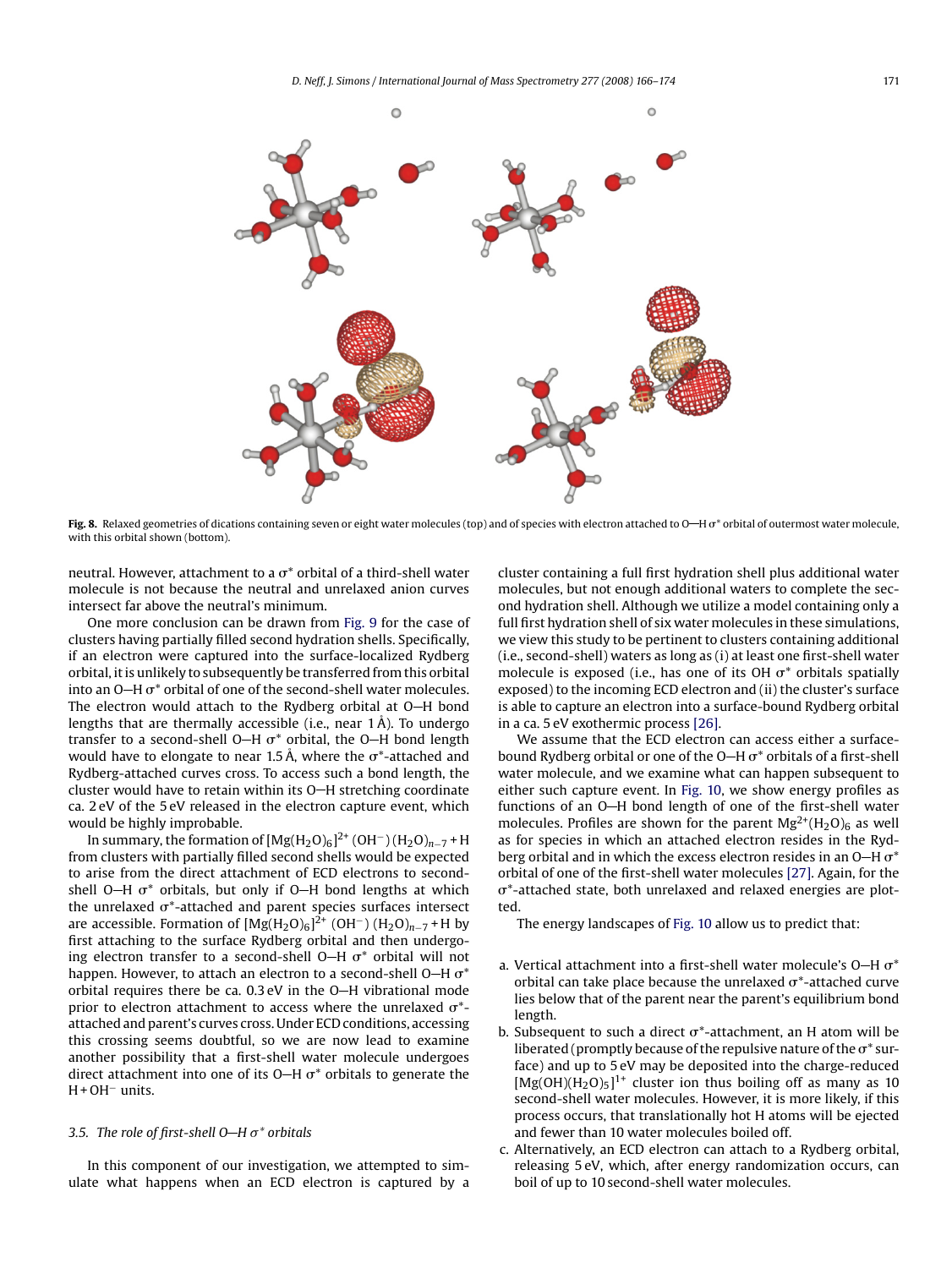Fig. 8. Relaxed geometries of dications containing seven or eight water molecules (top) and of species with electron attached to O—H σ* orbital of outermost water molecule, with this orbital shown (bottom).

neutral. However, attachment to a σ* orbital of a third-shell water molecule is not because the neutral and unrelaxed anion curves intersect far above the neutral's minimum.

One more conclusion can be drawn from Fig. 9 for the case of clusters having partially filled second hydration shells. Specifically, if an electron were captured into the surface-localized Rydberg orbital, it is unlikely to subsequently be transferred from this orbital into an O—H σ* orbital of one of the second-shell water molecules. The electron would attach to the Rydberg orbital at O—H bond lengths that are thermally accessible (i.e., near 1 Å). To undergo transfer to a second-shell O—H σ* orbital, the O—H bond length would have to elongate to near 1.5 Å, where the σ*-attached and Rydberg-attached curves cross. To access such a bond length, the cluster would have to retain within its O—H stretching coordinate ca. 2 eV of the 5 eV released in the electron capture event, which would be highly improbable.

In summary, the formation of $[Mg(H_2O)_6]^{2+}(OH^-)(H_2O)_{n-7}$ + H from clusters with partially filled second shells would be expected to arise from the direct attachment of ECD electrons to second-shell O—H σ* orbitals, but only if O—H bond lengths at which the unrelaxed σ*-attached and parent species surfaces intersect are accessible. Formation of $[Mg(H_2O)_6]^{2+}(OH^-)(H_2O)_{n-7}$ + H by first attaching to the surface Rydberg orbital and then undergoing electron transfer to a second-shell O—H σ* orbital will not happen. However, to attach an electron to a second-shell O—H σ* orbital requires there be ca. 0.3 eV in the O—H vibrational mode prior to electron attachment to access where the unrelaxed σ*-attached and parent's curves cross. Under ECD conditions, accessing this crossing seems doubtful, so we are now lead to examine another possibility that a first-shell water molecule undergoes direct attachment into one of its O—H σ* orbitals to generate the H + $OH^-$ units.

### 3.5. The role of first-shell O—H σ* orbitals

In this component of our investigation, we attempted to simulate what happens when an ECD electron is captured by a cluster containing a full first hydration shell plus additional water molecules, but not enough additional waters to complete the second hydration shell. Although we utilize a model containing only a full first hydration shell of six water molecules in these simulations, we view this study to be pertinent to clusters containing additional (i.e., second-shell) waters as long as (i) at least one first-shell water molecule is exposed (i.e., has one of its OH σ* orbitals spatially exposed) to the incoming ECD electron and (ii) the cluster's surface is able to capture an electron into a surface-bound Rydberg orbital in a ca. 5 eV exothermic process [26].

We assume that the ECD electron can access either a surface-bound Rydberg orbital or one of the O—H σ* orbitals of a first-shell water molecule, and we examine what can happen subsequent to either such capture event. In Fig. 10, we show energy profiles as functions of an O—H bond length of one of the first-shell water molecules. Profiles are shown for the parent $Mg^{2+}(H_2O)_6$ as well as for species in which an attached electron resides in the Rydberg orbital and in which the excess electron resides in an O—H σ* orbital of one of the first-shell water molecules [27]. Again, for the σ*-attached state, both unrelaxed and relaxed energies are plotted.

The energy landscapes of Fig. 10 allow us to predict that:

a. Vertical attachment into a first-shell water molecule's O—H σ* orbital can take place because the unrelaxed σ*-attached curve lies below that of the parent near the parent's equilibrium bond length.
b. Subsequent to such a direct σ*-attachment, an H atom will be liberated (promptly because of the repulsive nature of the σ* surface) and up to 5 eV may be deposited into the charge-reduced $[Mg(OH)(H_2O)_5]^{1+}$ cluster ion thus boiling off as many as 10 second-shell water molecules. However, it is more likely, if this process occurs, that translationally hot H atoms will be ejected and fewer than 10 water molecules boiled off.
c. Alternatively, an ECD electron can attach to a Rydberg orbital, releasing 5 eV, which, after energy randomization occurs, can boil of up to 10 second-shell water molecules.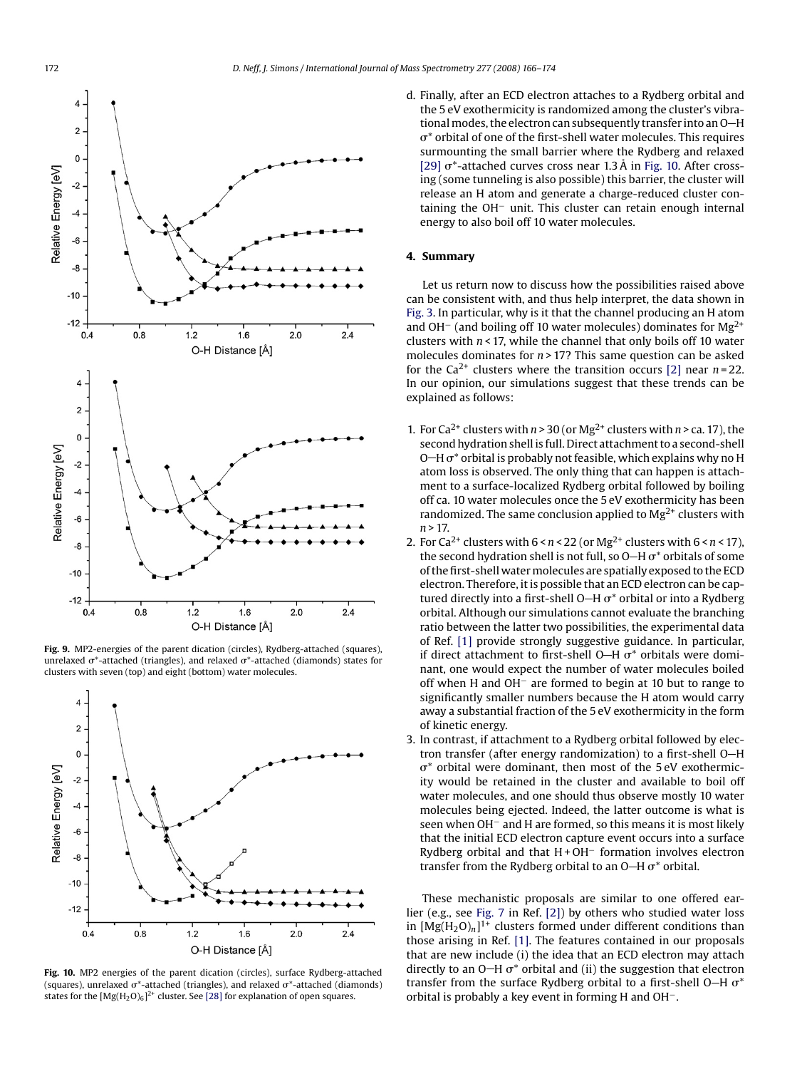Fig. 9. MP2-energies of the parent dication (circles), Rydberg-attached (squares), unrelaxed σ*-attached (triangles), and relaxed σ*-attached (diamonds) states for clusters with seven (top) and eight (bottom) water molecules.

Fig. 10. MP2 energies of the parent dication (circles), surface Rydberg-attached (squares), unrelaxed σ*-attached (triangles), and relaxed σ*-attached (diamonds) states for the $[Mg(H_2O)_6]^{2+}$ cluster. See [28] for explanation of open squares.

d. Finally, after an ECD electron attaches to a Rydberg orbital and the 5 eV exothermicity is randomized among the cluster's vibrational modes, the electron can subsequently transfer into an O—H σ* orbital of one of the first-shell water molecules. This requires surmounting the small barrier where the Rydberg and relaxed [29] σ*-attached curves cross near 1.3 Å in Fig. 10. After crossing (some tunneling is also possible) this barrier, the cluster will release an H atom and generate a charge-reduced cluster containing the $OH^-$ unit. This cluster can retain enough internal energy to also boil off 10 water molecules.

## 4. Summary

Let us return now to discuss how the possibilities raised above can be consistent with, and thus help interpret, the data shown in Fig. 3. In particular, why is it that the channel producing an H atom and $OH^-$ (and boiling off 10 water molecules) dominates for $Mg^{2+}$ clusters with $n < 17$, while the channel that only boils off 10 water molecules dominates for $n > 17$? This same question can be asked for the $Ca^{2+}$ clusters where the transition occurs [2] near $n = 22$. In our opinion, our simulations suggest that these trends can be explained as follows:

1. For $Ca^{2+}$ clusters with $n > 30$ (or $Mg^{2+}$ clusters with $n >$ ca. 17), the second hydration shell is full. Direct attachment to a second-shell O—H σ* orbital is probably not feasible, which explains why no H atom loss is observed. The only thing that can happen is attachment to a surface-localized Rydberg orbital followed by boiling off ca. 10 water molecules once the 5 eV exothermicity has been randomized. The same conclusion applied to $Mg^{2+}$ clusters with $n > 17$.
2. For $Ca^{2+}$ clusters with $6 < n < 22$ (or $Mg^{2+}$ clusters with $6 < n < 17$), the second hydration shell is not full, so O—H σ* orbitals of some of the first-shell water molecules are spatially exposed to the ECD electron. Therefore, it is possible that an ECD electron can be captured directly into a first-shell O—H σ* orbital or into a Rydberg orbital. Although our simulations cannot evaluate the branching ratio between the latter two possibilities, the experimental data of Ref. [1] provide strongly suggestive guidance. In particular, if direct attachment to first-shell O—H σ* orbitals were dominant, one would expect the number of water molecules boiled off when H and $OH^-$ are formed to begin at 10 but to range to significantly smaller numbers because the H atom would carry away a substantial fraction of the 5 eV exothermicity in the form of kinetic energy.
3. In contrast, if attachment to a Rydberg orbital followed by electron transfer (after energy randomization) to a first-shell O—H σ* orbital were dominant, then most of the 5 eV exothermicity would be retained in the cluster and available to boil off water molecules, and one should thus observe mostly 10 water molecules being ejected. Indeed, the latter outcome is what is seen when $OH^-$ and H are formed, so this means it is most likely that the initial ECD electron capture event occurs into a surface Rydberg orbital and that $H + OH^-$ formation involves electron transfer from the Rydberg orbital to an O—H σ* orbital.

These mechanistic proposals are similar to one offered earlier (e.g., see Fig. 7 in Ref. [2]) by others who studied water loss in $[Mg(H_2O)_n]^{1+}$ clusters formed under different conditions than those arising in Ref. [1]. The features contained in our proposals that are new include (i) the idea that an ECD electron may attach directly to an O—H σ* orbital and (ii) the suggestion that electron transfer from the surface Rydberg orbital to a first-shell O—H σ* orbital is probably a key event in forming H and $OH^-$.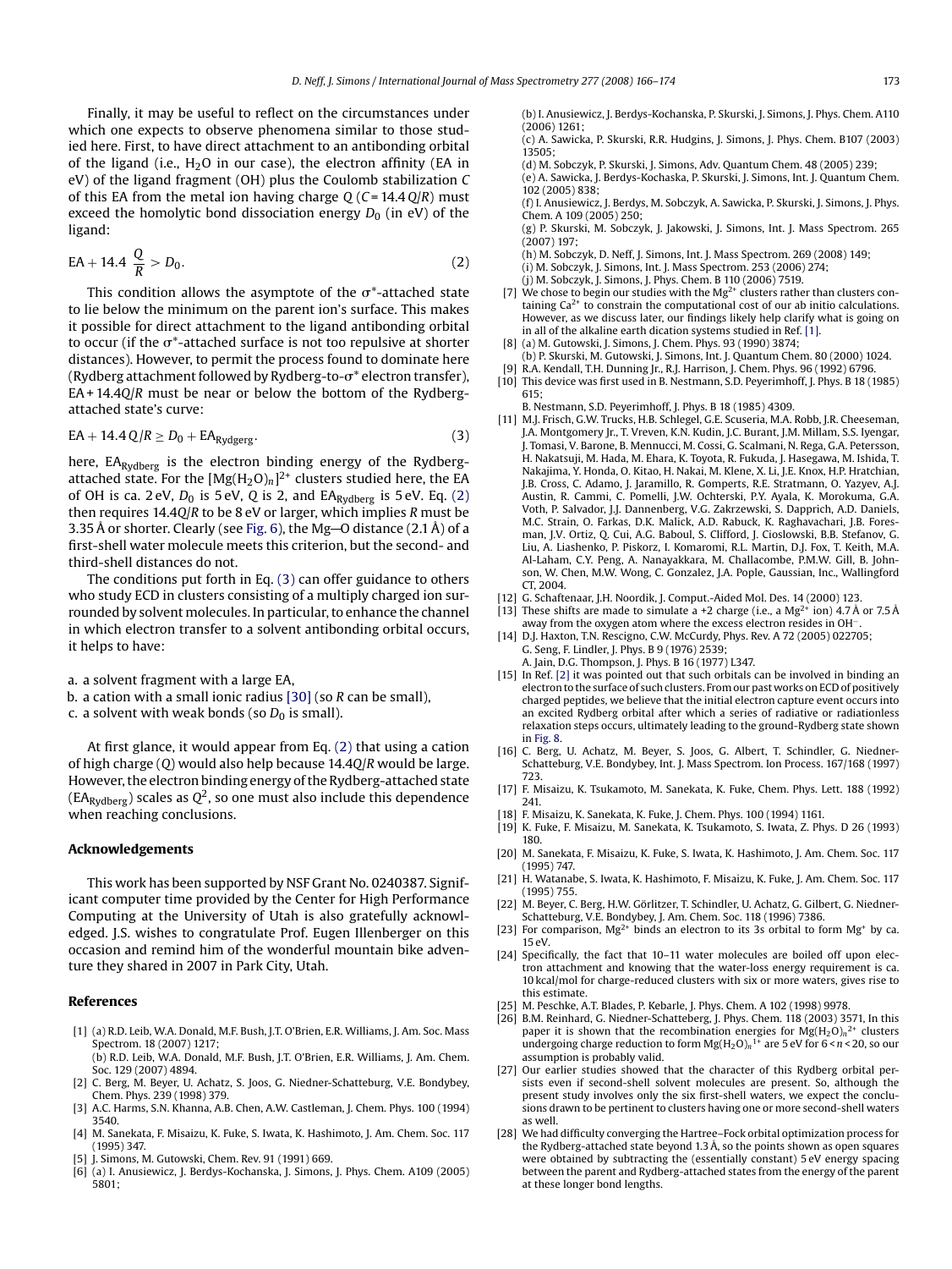Finally, it may be useful to reflect on the circumstances under which one expects to observe phenomena similar to those studied here. First, to have direct attachment to an antibonding orbital of the ligand (i.e., $H_2O$ in our case), the electron affinity (EA in eV) of the ligand fragment (OH) plus the Coulomb stabilization $C$ of this EA from the metal ion having charge $Q$ ($C = 14.4\,Q/R$) must exceed the homolytic bond dissociation energy $D_0$ (in eV) of the ligand:

$$\mathrm{EA} + 14.4\,\frac{Q}{R} > D_0. \tag{2}$$

This condition allows the asymptote of the $\sigma^*$-attached state to lie below the minimum on the parent ion's surface. This makes it possible for direct attachment to the ligand antibonding orbital to occur (if the $\sigma^*$-attached surface is not too repulsive at shorter distances). However, to permit the process found to dominate here (Rydberg attachment followed by Rydberg-to-$\sigma^*$ electron transfer), $\mathrm{EA} + 14.4Q/R$ must be near or below the bottom of the Rydberg-attached state's curve:

$$\mathrm{EA} + 14.4\,Q/R \geq D_0 + \mathrm{EA}_{\mathrm{Rydberg}}. \tag{3}$$

here, $\mathrm{EA}_{\mathrm{Rydberg}}$ is the electron binding energy of the Rydberg-attached state. For the $[Mg(H_2O)_n]^{2+}$ clusters studied here, the EA of OH is ca. 2 eV, $D_0$ is 5 eV, $Q$ is 2, and $\mathrm{EA}_{\mathrm{Rydberg}}$ is 5 eV. Eq. (2) then requires $14.4Q/R$ to be 8 eV or larger, which implies $R$ must be 3.35 Å or shorter. Clearly (see Fig. 6), the Mg—O distance (2.1 Å) of a first-shell water molecule meets this criterion, but the second- and third-shell distances do not.

The conditions put forth in Eq. (3) can offer guidance to others who study ECD in clusters consisting of a multiply charged ion surrounded by solvent molecules. In particular, to enhance the channel in which electron transfer to a solvent antibonding orbital occurs, it helps to have:

a. a solvent fragment with a large EA,
b. a cation with a small ionic radius [30] (so $R$ can be small),
c. a solvent with weak bonds (so $D_0$ is small).

At first glance, it would appear from Eq. (2) that using a cation of high charge ($Q$) would also help because $14.4Q/R$ would be large. However, the electron binding energy of the Rydberg-attached state ($\mathrm{EA}_{\mathrm{Rydberg}}$) scales as $Q^2$, so one must also include this dependence when reaching conclusions.

## Acknowledgements

This work has been supported by NSF Grant No. 0240387. Significant computer time provided by the Center for High Performance Computing at the University of Utah is also gratefully acknowledged. J.S. wishes to congratulate Prof. Eugen Illenberger on this occasion and remind him of the wonderful mountain bike adventure they shared in 2007 in Park City, Utah.

## References

[1] (a) R.D. Leib, W.A. Donald, M.F. Bush, J.T. O'Brien, E.R. Williams, J. Am. Soc. Mass Spectrom. 18 (2007) 1217;
(b) R.D. Leib, W.A. Donald, M.F. Bush, J.T. O'Brien, E.R. Williams, J. Am. Chem. Soc. 129 (2007) 4894.

[2] C. Berg, M. Beyer, U. Achatz, S. Joos, G. Niedner-Schatteburg, V.E. Bondybey, Chem. Phys. 239 (1998) 379.

[3] A.C. Harms, S.N. Khanna, A.B. Chen, A.W. Castleman, J. Chem. Phys. 100 (1994) 3540.

[4] M. Sanekata, F. Misaizu, K. Fuke, S. Iwata, K. Hashimoto, J. Am. Chem. Soc. 117 (1995) 347.

[5] J. Simons, M. Gutowski, Chem. Rev. 91 (1991) 669.

[6] (a) I. Anusiewicz, J. Berdys-Kochanska, J. Simons, J. Phys. Chem. A109 (2005) 5801;
(b) I. Anusiewicz, J. Berdys-Kochanska, P. Skurski, J. Simons, J. Phys. Chem. A110 (2006) 1261;
(c) A. Sawicka, P. Skurski, R.R. Hudgins, J. Simons, J. Phys. Chem. B107 (2003) 13505;
(d) M. Sobczyk, P. Skurski, J. Simons, Adv. Quantum Chem. 48 (2005) 239;
(e) A. Sawicka, J. Berdys-Kochaska, P. Skurski, J. Simons, Int. J. Quantum Chem. 102 (2005) 838;
(f) I. Anusiewicz, J. Berdys, M. Sobczyk, A. Sawicka, P. Skurski, J. Simons, J. Phys. Chem. A 109 (2005) 250;
(g) P. Skurski, M. Sobczyk, J. Jakowski, J. Simons, Int. J. Mass Spectrom. 265 (2007) 197;
(h) M. Sobczyk, D. Neff, J. Simons, Int. J. Mass Spectrom. 269 (2008) 149;
(i) M. Sobczyk, J. Simons, Int. J. Mass Spectrom. 253 (2006) 274;
(j) M. Sobczyk, J. Simons, J. Phys. Chem. B 110 (2006) 7519.

[7] We chose to begin our studies with the $Mg^{2+}$ clusters rather than clusters containing $Ca^{2+}$ to constrain the computational cost of our ab initio calculations. However, as we discuss later, our findings likely help clarify what is going on in all of the alkaline earth dication systems studied in Ref. [1].

[8] (a) M. Gutowski, J. Simons, J. Chem. Phys. 93 (1990) 3874;
(b) P. Skurski, M. Gutowski, J. Simons, Int. J. Quantum Chem. 80 (2000) 1024.

[9] R.A. Kendall, T.H. Dunning Jr., R.J. Harrison, J. Chem. Phys. 96 (1992) 6796.

[10] This device was first used in B. Nestmann, S.D. Peyerimhoff, J. Phys. B 18 (1985) 615;
B. Nestmann, S.D. Peyerimhoff, J. Phys. B 18 (1985) 4309.

[11] M.J. Frisch, G.W. Trucks, H.B. Schlegel, G.E. Scuseria, M.A. Robb, J.R. Cheeseman, J.A. Montgomery Jr., T. Vreven, K.N. Kudin, J.C. Burant, J.M. Millam, S.S. Iyengar, J. Tomasi, V. Barone, B. Mennucci, M. Cossi, G. Scalmani, N. Rega, G.A. Petersson, H. Nakatsuji, M. Hada, M. Ehara, K. Toyota, R. Fukuda, J. Hasegawa, M. Ishida, T. Nakajima, Y. Honda, O. Kitao, H. Nakai, M. Klene, X. Li, J.E. Knox, H.P. Hratchian, J.B. Cross, C. Adamo, J. Jaramillo, R. Gomperts, R.E. Stratmann, O. Yazyev, A.J. Austin, R. Cammi, C. Pomelli, J.W. Ochterski, P.Y. Ayala, K. Morokuma, G.A. Voth, P. Salvador, J.J. Dannenberg, V.G. Zakrzewski, S. Dapprich, A.D. Daniels, M.C. Strain, O. Farkas, D.K. Malick, A.D. Rabuck, K. Raghavachari, J.B. Foresman, J.V. Ortiz, Q. Cui, A.G. Baboul, S. Clifford, J. Cioslowski, B.B. Stefanov, G. Liu, A. Liashenko, P. Piskorz, I. Komaromi, R.L. Martin, D.J. Fox, T. Keith, M.A. Al-Laham, C.Y. Peng, A. Nanayakkara, M. Challacombe, P.M.W. Gill, B. Johnson, W. Chen, M.W. Wong, C. Gonzalez, J.A. Pople, Gaussian, Inc., Wallingford CT, 2004.

[12] G. Schaftenaar, J.H. Noordik, J. Comput.-Aided Mol. Des. 14 (2000) 123.

[13] These shifts are made to simulate a +2 charge (i.e., a $Mg^{2+}$ ion) 4.7 Å or 7.5 Å away from the oxygen atom where the excess electron resides in $OH^-$.

[14] D.J. Haxton, T.N. Rescigno, C.W. McCurdy, Phys. Rev. A 72 (2005) 022705;
G. Seng, F. Lindler, J. Phys. B 9 (1976) 2539;
A. Jain, D.G. Thompson, J. Phys. B 16 (1977) L347.

[15] In Ref. [2] it was pointed out that such orbitals can be involved in binding an electron to the surface of such clusters. From our past works on ECD of positively charged peptides, we believe that the initial electron capture event occurs into an excited Rydberg orbital after which a series of radiative or radiationless relaxation steps occurs, ultimately leading to the ground-Rydberg state shown in Fig. 8.

[16] C. Berg, U. Achatz, M. Beyer, S. Joos, G. Albert, T. Schindler, G. Niedner-Schatteburg, V.E. Bondybey, Int. J. Mass Spectrom. Ion Process. 167/168 (1997) 723.

[17] F. Misaizu, K. Tsukamoto, M. Sanekata, K. Fuke, Chem. Phys. Lett. 188 (1992) 241.

[18] F. Misaizu, K. Sanekata, K. Fuke, J. Chem. Phys. 100 (1994) 1161.

[19] K. Fuke, F. Misaizu, M. Sanekata, K. Tsukamoto, S. Iwata, Z. Phys. D 26 (1993) 180.

[20] M. Sanekata, F. Misaizu, K. Fuke, S. Iwata, K. Hashimoto, J. Am. Chem. Soc. 117 (1995) 747.

[21] H. Watanabe, S. Iwata, K. Hashimoto, F. Misaizu, K. Fuke, J. Am. Chem. Soc. 117 (1995) 755.

[22] M. Beyer, C. Berg, H.W. Görlitzer, T. Schindler, U. Achatz, G. Gilbert, G. Niedner-Schatteburg, V.E. Bondybey, J. Am. Chem. Soc. 118 (1996) 7386.

[23] For comparison, $Mg^{2+}$ binds an electron to its 3s orbital to form $Mg^+$ by ca. 15 eV.

[24] Specifically, the fact that 10–11 water molecules are boiled off upon electron attachment and knowing that the water-loss energy requirement is ca. 10 kcal/mol for charge-reduced clusters with six or more waters, gives rise to this estimate.

[25] M. Peschke, A.T. Blades, P. Kebarle, J. Phys. Chem. A 102 (1998) 9978.

[26] B.M. Reinhard, G. Niedner-Schatteberg, J. Phys. Chem. 118 (2003) 3571, In this paper it is shown that the recombination energies for $Mg(H_2O)_n{}^{2+}$ clusters undergoing charge reduction to form $Mg(H_2O)_n{}^{1+}$ are 5 eV for $6 < n < 20$, so our assumption is probably valid.

[27] Our earlier studies showed that the character of this Rydberg orbital persists even if second-shell solvent molecules are present. So, although the present study involves only the six first-shell waters, we expect the conclusions drawn to be pertinent to clusters having one or more second-shell waters as well.

[28] We had difficulty converging the Hartree–Fock orbital optimization process for the Rydberg-attached state beyond 1.3 Å, so the points shown as open squares were obtained by subtracting the (essentially constant) 5 eV energy spacing between the parent and Rydberg-attached states from the energy of the parent at these longer bond lengths.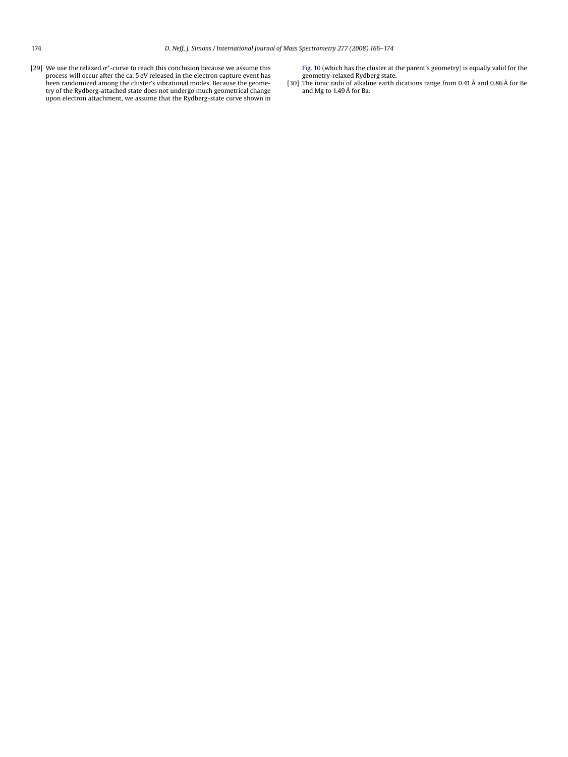[29] We use the relaxed $\sigma^*$-curve to reach this conclusion because we assume this process will occur after the ca. 5 eV released in the electron capture event has been randomized among the cluster's vibrational modes. Because the geometry of the Rydberg-attached state does not undergo much geometrical change upon electron attachment, we assume that the Rydberg-state curve shown in Fig. 10 (which has the cluster at the parent's geometry) is equally valid for the geometry-relaxed Rydberg state.

[30] The ionic radii of alkaline earth dications range from 0.41 Å and 0.86 Å for Be and Mg to 1.49 Å for Ba.